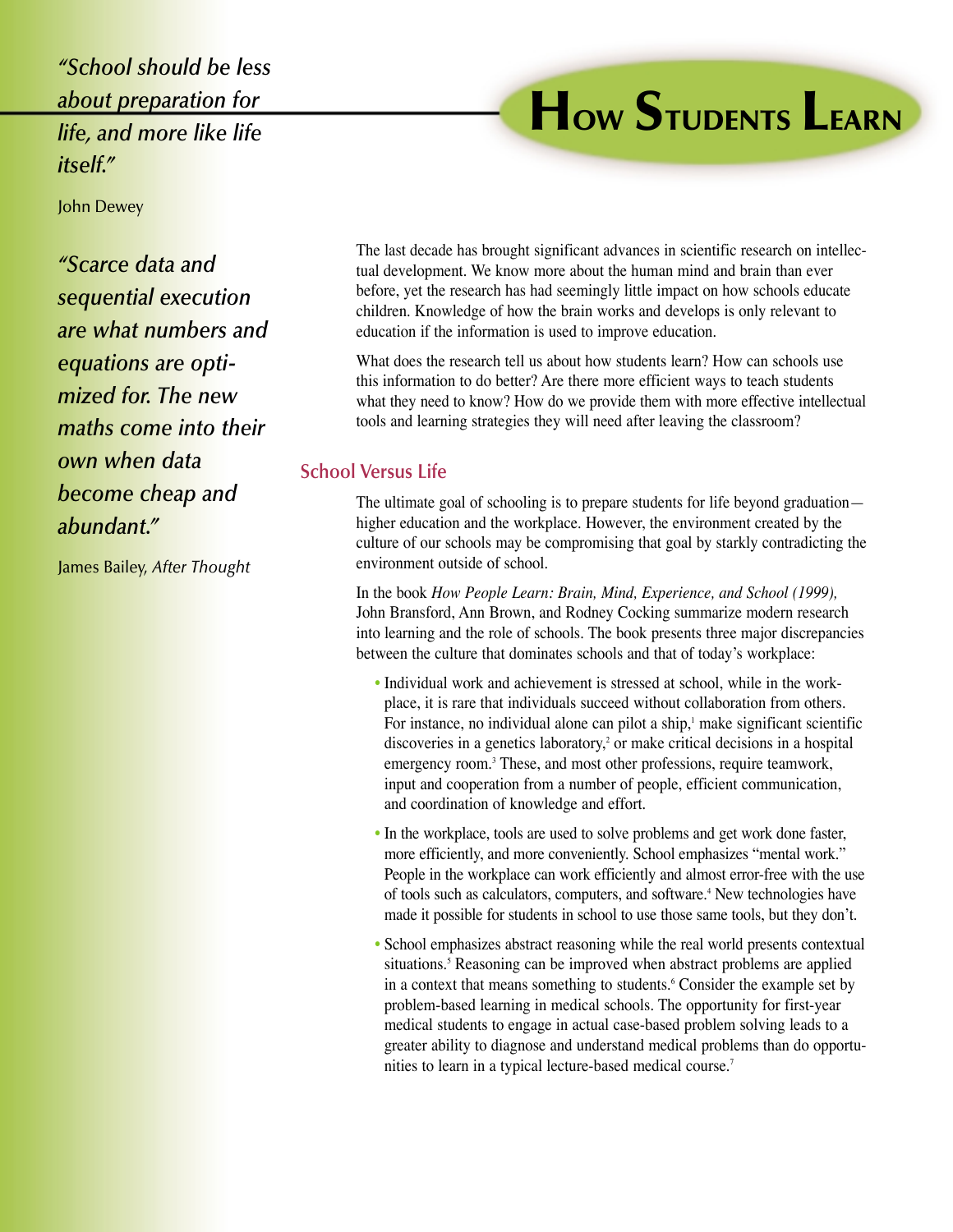# How Students Learn

*"School should be less about preparation for life, and more like life itself."*

John Dewey

*"Scarce data and sequential execution are what numbers and equations are optimized for. The new maths come into their own when data become cheap and abundant."*

James Bailey, *After Thought*

The last decade has brought significant advances in scientific research on intellectual development. We know more about the human mind and brain than ever before, yet the research has had seemingly little impact on how schools educate children. Knowledge of how the brain works and develops is only relevant to education if the information is used to improve education.

What does the research tell us about how students learn? How can schools use this information to do better? Are there more efficient ways to teach students what they need to know? How do we provide them with more effective intellectual tools and learning strategies they will need after leaving the classroom?

## School Versus Life

The ultimate goal of schooling is to prepare students for life beyond graduation—higher education and the workplace. However, the environment created by the culture of our schools may be compromising that goal by starkly contradicting the environment outside of school.

In the book *How People Learn: Brain, Mind, Experience, and School (1999),* John Bransford, Ann Brown, and Rodney Cocking summarize modern research into learning and the role of schools. The book presents three major discrepancies between the culture that dominates schools and that of today's workplace:

- Individual work and achievement is stressed at school, while in the workplace, it is rare that individuals succeed without collaboration from others. For instance, no individual alone can pilot a ship,[1] make significant scientific discoveries in a genetics laboratory,[2] or make critical decisions in a hospital emergency room.[3] These, and most other professions, require teamwork, input and cooperation from a number of people, efficient communication, and coordination of knowledge and effort.
- In the workplace, tools are used to solve problems and get work done faster, more efficiently, and more conveniently. School emphasizes "mental work." People in the workplace can work efficiently and almost error-free with the use of tools such as calculators, computers, and software.[4] New technologies have made it possible for students in school to use those same tools, but they don't.
- School emphasizes abstract reasoning while the real world presents contextual situations.[5] Reasoning can be improved when abstract problems are applied in a context that means something to students.[6] Consider the example set by problem-based learning in medical schools. The opportunity for first-year medical students to engage in actual case-based problem solving leads to a greater ability to diagnose and understand medical problems than do opportunities to learn in a typical lecture-based medical course.[7]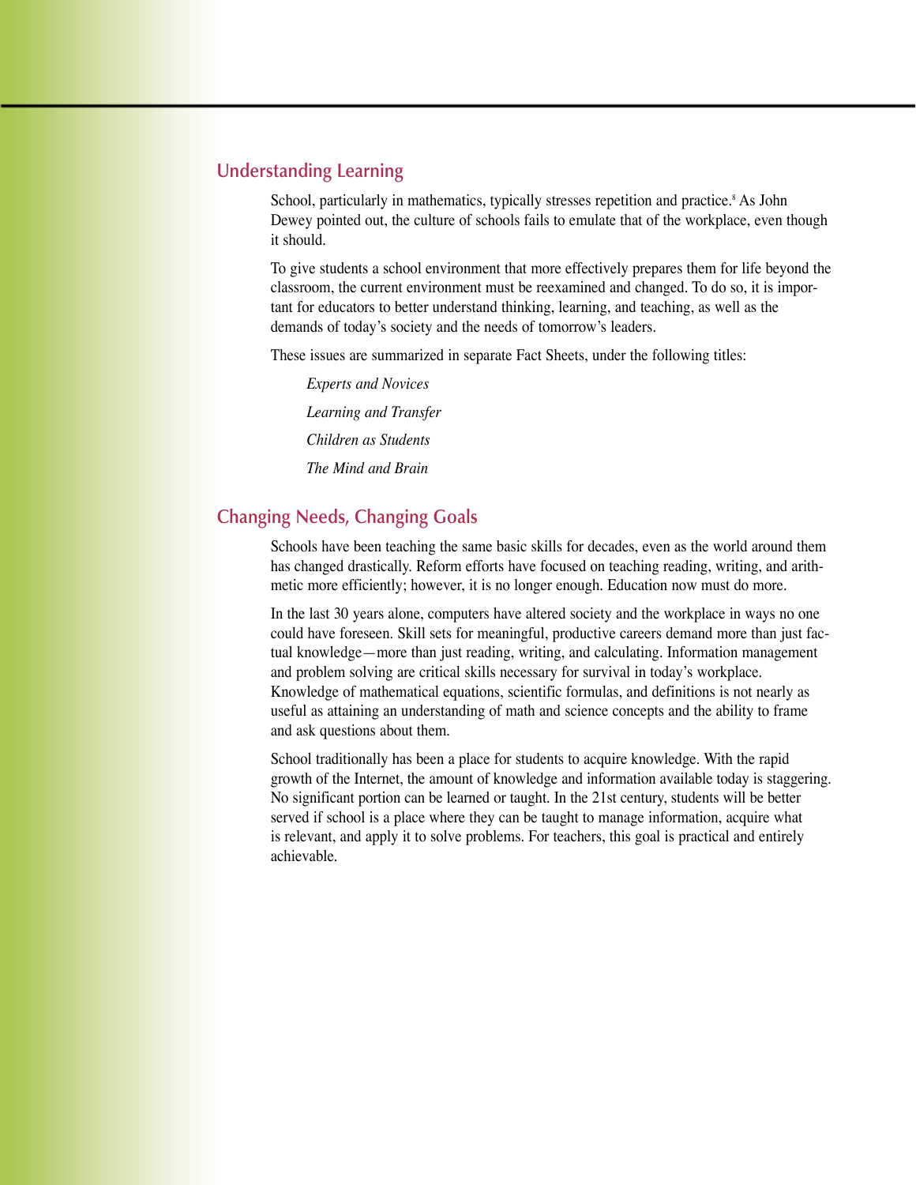## Understanding Learning

School, particularly in mathematics, typically stresses repetition and practice.[8] As John Dewey pointed out, the culture of schools fails to emulate that of the workplace, even though it should.

To give students a school environment that more effectively prepares them for life beyond the classroom, the current environment must be reexamined and changed. To do so, it is important for educators to better understand thinking, learning, and teaching, as well as the demands of today's society and the needs of tomorrow's leaders.

These issues are summarized in separate Fact Sheets, under the following titles:

*Experts and Novices*

*Learning and Transfer*

*Children as Students*

*The Mind and Brain*

## Changing Needs, Changing Goals

Schools have been teaching the same basic skills for decades, even as the world around them has changed drastically. Reform efforts have focused on teaching reading, writing, and arithmetic more efficiently; however, it is no longer enough. Education now must do more.

In the last 30 years alone, computers have altered society and the workplace in ways no one could have foreseen. Skill sets for meaningful, productive careers demand more than just factual knowledge—more than just reading, writing, and calculating. Information management and problem solving are critical skills necessary for survival in today's workplace. Knowledge of mathematical equations, scientific formulas, and definitions is not nearly as useful as attaining an understanding of math and science concepts and the ability to frame and ask questions about them.

School traditionally has been a place for students to acquire knowledge. With the rapid growth of the Internet, the amount of knowledge and information available today is staggering. No significant portion can be learned or taught. In the 21st century, students will be better served if school is a place where they can be taught to manage information, acquire what is relevant, and apply it to solve problems. For teachers, this goal is practical and entirely achievable.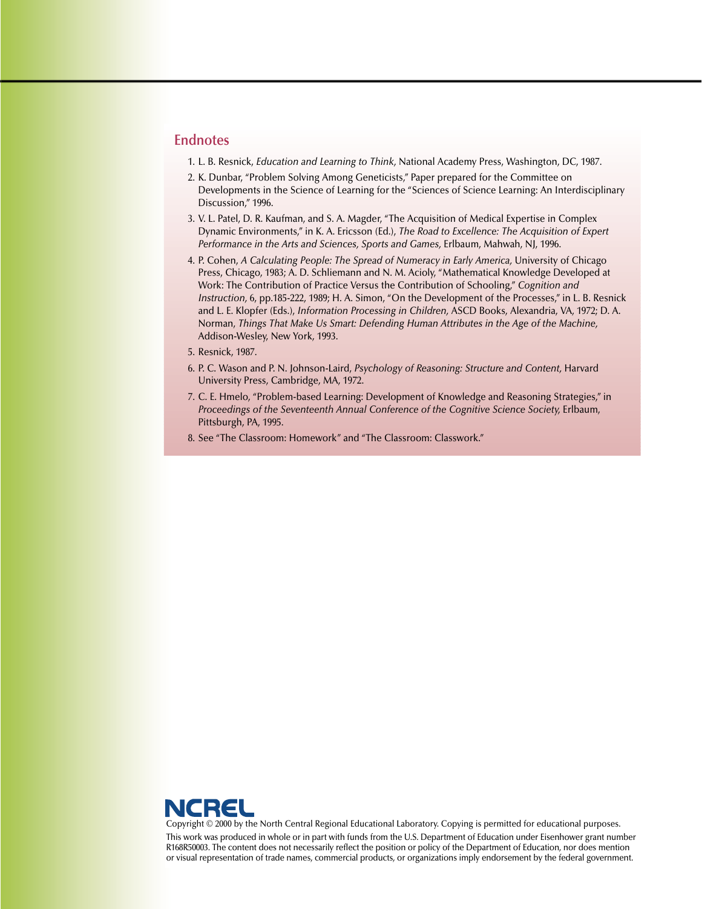## Endnotes

1. L. B. Resnick, *Education and Learning to Think,* National Academy Press, Washington, DC, 1987.
2. K. Dunbar, "Problem Solving Among Geneticists," Paper prepared for the Committee on Developments in the Science of Learning for the "Sciences of Science Learning: An Interdisciplinary Discussion," 1996.
3. V. L. Patel, D. R. Kaufman, and S. A. Magder, "The Acquisition of Medical Expertise in Complex Dynamic Environments," in K. A. Ericsson (Ed.), *The Road to Excellence: The Acquisition of Expert Performance in the Arts and Sciences, Sports and Games,* Erlbaum, Mahwah, NJ, 1996.
4. P. Cohen, *A Calculating People: The Spread of Numeracy in Early America,* University of Chicago Press, Chicago, 1983; A. D. Schliemann and N. M. Acioly, "Mathematical Knowledge Developed at Work: The Contribution of Practice Versus the Contribution of Schooling," *Cognition and Instruction,* 6, pp.185-222, 1989; H. A. Simon, "On the Development of the Processes," in L. B. Resnick and L. E. Klopfer (Eds.), *Information Processing in Children,* ASCD Books, Alexandria, VA, 1972; D. A. Norman, *Things That Make Us Smart: Defending Human Attributes in the Age of the Machine,* Addison-Wesley, New York, 1993.
5. Resnick, 1987.
6. P. C. Wason and P. N. Johnson-Laird, *Psychology of Reasoning: Structure and Content,* Harvard University Press, Cambridge, MA, 1972.
7. C. E. Hmelo, "Problem-based Learning: Development of Knowledge and Reasoning Strategies," in *Proceedings of the Seventeenth Annual Conference of the Cognitive Science Society,* Erlbaum, Pittsburgh, PA, 1995.
8. See "The Classroom: Homework" and "The Classroom: Classwork."

NCREL

Copyright © 2000 by the North Central Regional Educational Laboratory. Copying is permitted for educational purposes.

This work was produced in whole or in part with funds from the U.S. Department of Education under Eisenhower grant number R168R50003. The content does not necessarily reflect the position or policy of the Department of Education, nor does mention or visual representation of trade names, commercial products, or organizations imply endorsement by the federal government.